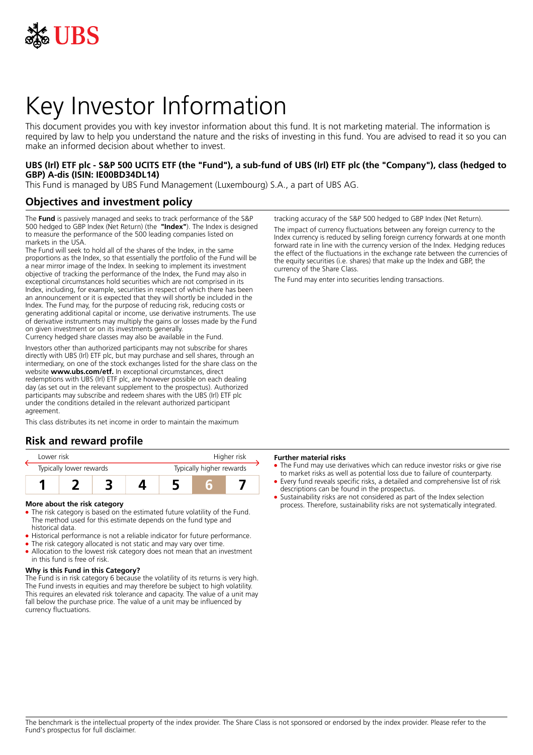UBS

# Key Investor Information

This document provides you with key investor information about this fund. It is not marketing material. The information is required by law to help you understand the nature and the risks of investing in this fund. You are advised to read it so you can make an informed decision about whether to invest.

**UBS (Irl) ETF plc - S&P 500 UCITS ETF (the "Fund"), a sub-fund of UBS (Irl) ETF plc (the "Company"), class (hedged to GBP) A-dis (ISIN: IE00BD34DL14)**

This Fund is managed by UBS Fund Management (Luxembourg) S.A., a part of UBS AG.

## Objectives and investment policy

The **Fund** is passively managed and seeks to track performance of the S&P 500 hedged to GBP Index (Net Return) (the **"Index"**). The Index is designed to measure the performance of the 500 leading companies listed on markets in the USA.

The Fund will seek to hold all of the shares of the Index, in the same proportions as the Index, so that essentially the portfolio of the Fund will be a near mirror image of the Index. In seeking to implement its investment objective of tracking the performance of the Index, the Fund may also in exceptional circumstances hold securities which are not comprised in its Index, including, for example, securities in respect of which there has been an announcement or it is expected that they will shortly be included in the Index. The Fund may, for the purpose of reducing risk, reducing costs or generating additional capital or income, use derivative instruments. The use of derivative instruments may multiply the gains or losses made by the Fund on given investment or on its investments generally.

Currency hedged share classes may also be available in the Fund.

Investors other than authorized participants may not subscribe for shares directly with UBS (Irl) ETF plc, but may purchase and sell shares, through an intermediary, on one of the stock exchanges listed for the share class on the website **www.ubs.com/etf.** In exceptional circumstances, direct redemptions with UBS (Irl) ETF plc, are however possible on each dealing day (as set out in the relevant supplement to the prospectus). Authorized participants may subscribe and redeem shares with the UBS (Irl) ETF plc under the conditions detailed in the relevant authorized participant agreement.

This class distributes its net income in order to maintain the maximum tracking accuracy of the S&P 500 hedged to GBP Index (Net Return).

The impact of currency fluctuations between any foreign currency to the Index currency is reduced by selling foreign currency forwards at one month forward rate in line with the currency version of the Index. Hedging reduces the effect of the fluctuations in the exchange rate between the currencies of the equity securities (i.e. shares) that make up the Index and GBP, the currency of the Share Class.

The Fund may enter into securities lending transactions.

## Risk and reward profile

| Lower risk | | | | | | Higher risk |
|---|---|---|---|---|---|---|
| Typically lower rewards | | | | | | Typically higher rewards |
| 1 | 2 | 3 | 4 | 5 | **6** | 7 |

### More about the risk category

- The risk category is based on the estimated future volatility of the Fund. The method used for this estimate depends on the fund type and historical data.
- Historical performance is not a reliable indicator for future performance.
- The risk category allocated is not static and may vary over time.
- Allocation to the lowest risk category does not mean that an investment in this fund is free of risk.

### Why is this Fund in this Category?

The Fund is in risk category 6 because the volatility of its returns is very high. The Fund invests in equities and may therefore be subject to high volatility. This requires an elevated risk tolerance and capacity. The value of a unit may fall below the purchase price. The value of a unit may be influenced by currency fluctuations.

### Further material risks

- The Fund may use derivatives which can reduce investor risks or give rise to market risks as well as potential loss due to failure of counterparty.
- Every fund reveals specific risks, a detailed and comprehensive list of risk descriptions can be found in the prospectus.
- Sustainability risks are not considered as part of the Index selection process. Therefore, sustainability risks are not systematically integrated.

The benchmark is the intellectual property of the index provider. The Share Class is not sponsored or endorsed by the index provider. Please refer to the Fund's prospectus for full disclaimer.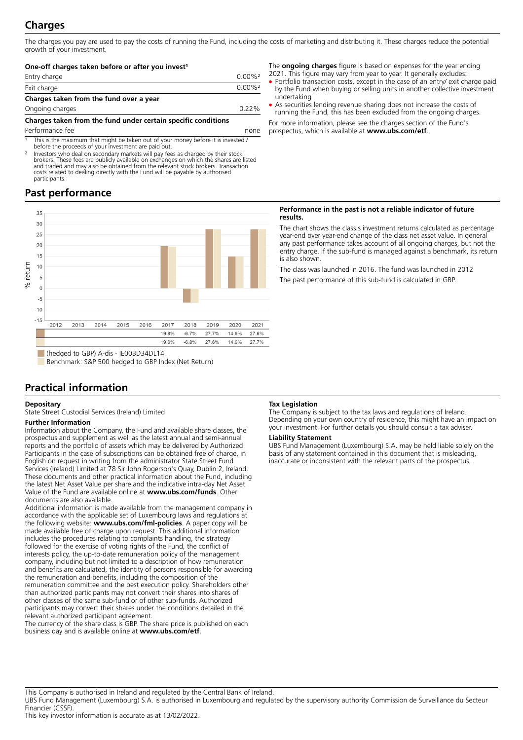## Charges

The charges you pay are used to pay the costs of running the Fund, including the costs of marketing and distributing it. These charges reduce the potential growth of your investment.

| One-off charges taken before or after you invest[1] | |
|---|---|
| Entry charge | 0.00%[2] |
| Exit charge | 0.00%[2] |
| **Charges taken from the fund over a year** | |
| Ongoing charges | 0.22% |
| **Charges taken from the fund under certain specific conditions** | |
| Performance fee | none |

[1] This is the maximum that might be taken out of your money before it is invested / before the proceeds of your investment are paid out.

[2] Investors who deal on secondary markets will pay fees as charged by their stock brokers. These fees are publicly available on exchanges on which the shares are listed and traded and may also be obtained from the relevant stock brokers. Transaction costs related to dealing directly with the Fund will be payable by authorised participants.

The **ongoing charges** figure is based on expenses for the year ending 2021. This figure may vary from year to year. It generally excludes:

- Portfolio transaction costs, except in the case of an entry/ exit charge paid by the Fund when buying or selling units in another collective investment undertaking
- As securities lending revenue sharing does not increase the costs of running the Fund, this has been excluded from the ongoing charges.

For more information, please see the charges section of the Fund's prospectus, which is available at **www.ubs.com/etf**.

## Past performance

% return

35
30
25
20
15
10
5
0
-5
-10
-15

2012 2013 2014 2015 2016 2017 2018 2019 2020 2021

19.8% -6.7% 27.7% 14.9% 27.6%

19.6% -6.8% 27.6% 14.9% 27.7%

(hedged to GBP) A-dis - IE00BD34DL14

Benchmark: S&P 500 hedged to GBP Index (Net Return)

**Performance in the past is not a reliable indicator of future results.**

The chart shows the class's investment returns calculated as percentage year-end over year-end change of the class net asset value. In general any past performance takes account of all ongoing charges, but not the entry charge. If the sub-fund is managed against a benchmark, its return is also shown.

The class was launched in 2016. The fund was launched in 2012

The past performance of this sub-fund is calculated in GBP.

## Practical information

**Depositary**

State Street Custodial Services (Ireland) Limited

**Further Information**

Information about the Company, the Fund and available share classes, the prospectus and supplement as well as the latest annual and semi-annual reports and the portfolio of assets which may be delivered by Authorized Participants in the case of subscriptions can be obtained free of charge, in English on request in writing from the administrator State Street Fund Services (Ireland) Limited at 78 Sir John Rogerson's Quay, Dublin 2, Ireland. These documents and other practical information about the Fund, including the latest Net Asset Value per share and the indicative intra-day Net Asset Value of the Fund are available online at **www.ubs.com/funds**. Other documents are also available.

Additional information is made available from the management company in accordance with the applicable set of Luxembourg laws and regulations at the following website: **www.ubs.com/fml-policies**. A paper copy will be made available free of charge upon request. This additional information includes the procedures relating to complaints handling, the strategy followed for the exercise of voting rights of the Fund, the conflict of interests policy, the up-to-date remuneration policy of the management company, including but not limited to a description of how remuneration and benefits are calculated, the identity of persons responsible for awarding the remuneration and benefits, including the composition of the remuneration committee and the best execution policy. Shareholders other than authorized participants may not convert their shares into shares of other classes of the same sub-fund or of other sub-funds. Authorized participants may convert their shares under the conditions detailed in the relevant authorized participant agreement.

The currency of the share class is GBP. The share price is published on each business day and is available online at **www.ubs.com/etf**.

**Tax Legislation**

The Company is subject to the tax laws and regulations of Ireland. Depending on your own country of residence, this might have an impact on your investment. For further details you should consult a tax adviser.

**Liability Statement**

UBS Fund Management (Luxembourg) S.A. may be held liable solely on the basis of any statement contained in this document that is misleading, inaccurate or inconsistent with the relevant parts of the prospectus.

This Company is authorised in Ireland and regulated by the Central Bank of Ireland.

UBS Fund Management (Luxembourg) S.A. is authorised in Luxembourg and regulated by the supervisory authority Commission de Surveillance du Secteur Financier (CSSF).

This key investor information is accurate as at 13/02/2022.